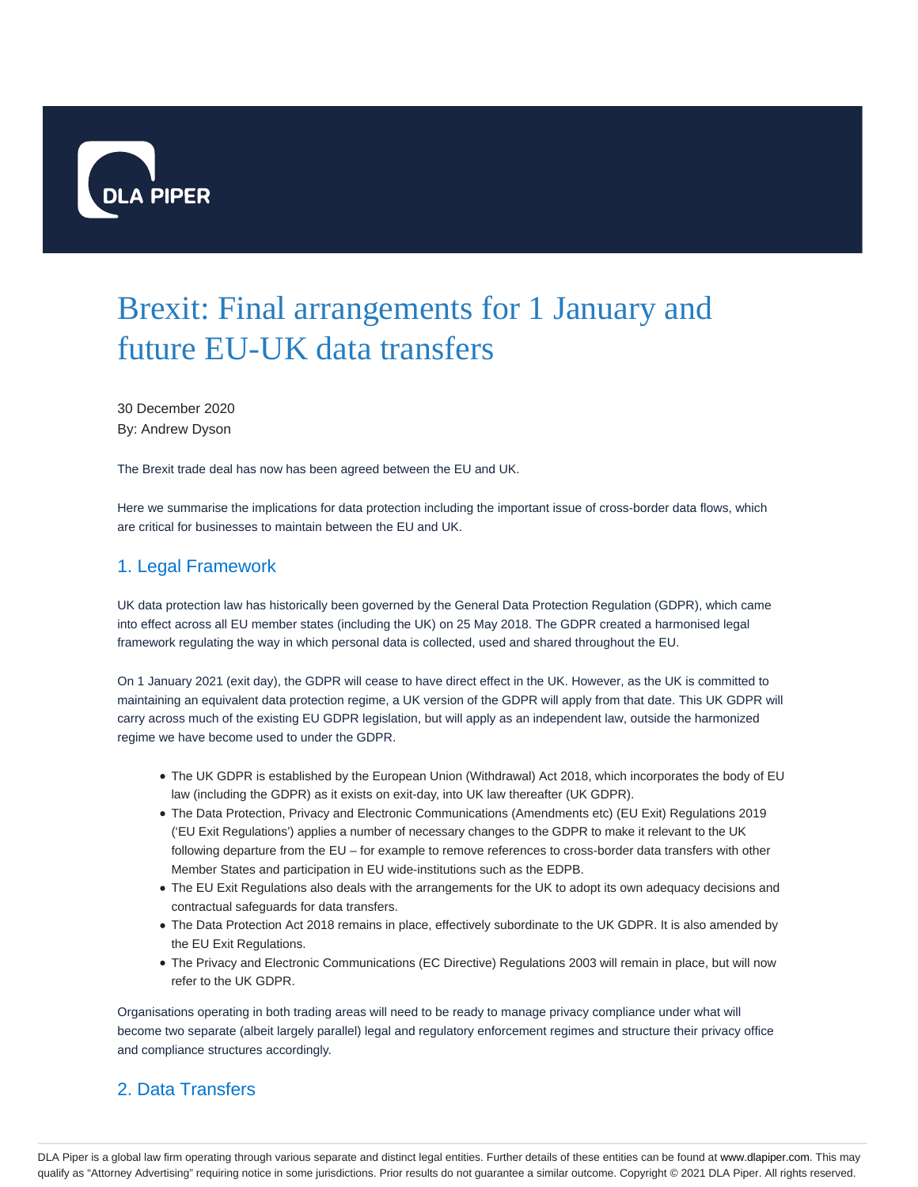# Brexit: Final arrangements for 1 January and future EU-UK data transfers

30 December 2020
By: Andrew Dyson

The Brexit trade deal has now has been agreed between the EU and UK.

Here we summarise the implications for data protection including the important issue of cross-border data flows, which are critical for businesses to maintain between the EU and UK.

## 1. Legal Framework

UK data protection law has historically been governed by the General Data Protection Regulation (GDPR), which came into effect across all EU member states (including the UK) on 25 May 2018. The GDPR created a harmonised legal framework regulating the way in which personal data is collected, used and shared throughout the EU.

On 1 January 2021 (exit day), the GDPR will cease to have direct effect in the UK. However, as the UK is committed to maintaining an equivalent data protection regime, a UK version of the GDPR will apply from that date. This UK GDPR will carry across much of the existing EU GDPR legislation, but will apply as an independent law, outside the harmonized regime we have become used to under the GDPR.

- The UK GDPR is established by the European Union (Withdrawal) Act 2018, which incorporates the body of EU law (including the GDPR) as it exists on exit-day, into UK law thereafter (UK GDPR).
- The Data Protection, Privacy and Electronic Communications (Amendments etc) (EU Exit) Regulations 2019 ('EU Exit Regulations') applies a number of necessary changes to the GDPR to make it relevant to the UK following departure from the EU – for example to remove references to cross-border data transfers with other Member States and participation in EU wide-institutions such as the EDPB.
- The EU Exit Regulations also deals with the arrangements for the UK to adopt its own adequacy decisions and contractual safeguards for data transfers.
- The Data Protection Act 2018 remains in place, effectively subordinate to the UK GDPR. It is also amended by the EU Exit Regulations.
- The Privacy and Electronic Communications (EC Directive) Regulations 2003 will remain in place, but will now refer to the UK GDPR.

Organisations operating in both trading areas will need to be ready to manage privacy compliance under what will become two separate (albeit largely parallel) legal and regulatory enforcement regimes and structure their privacy office and compliance structures accordingly.

## 2. Data Transfers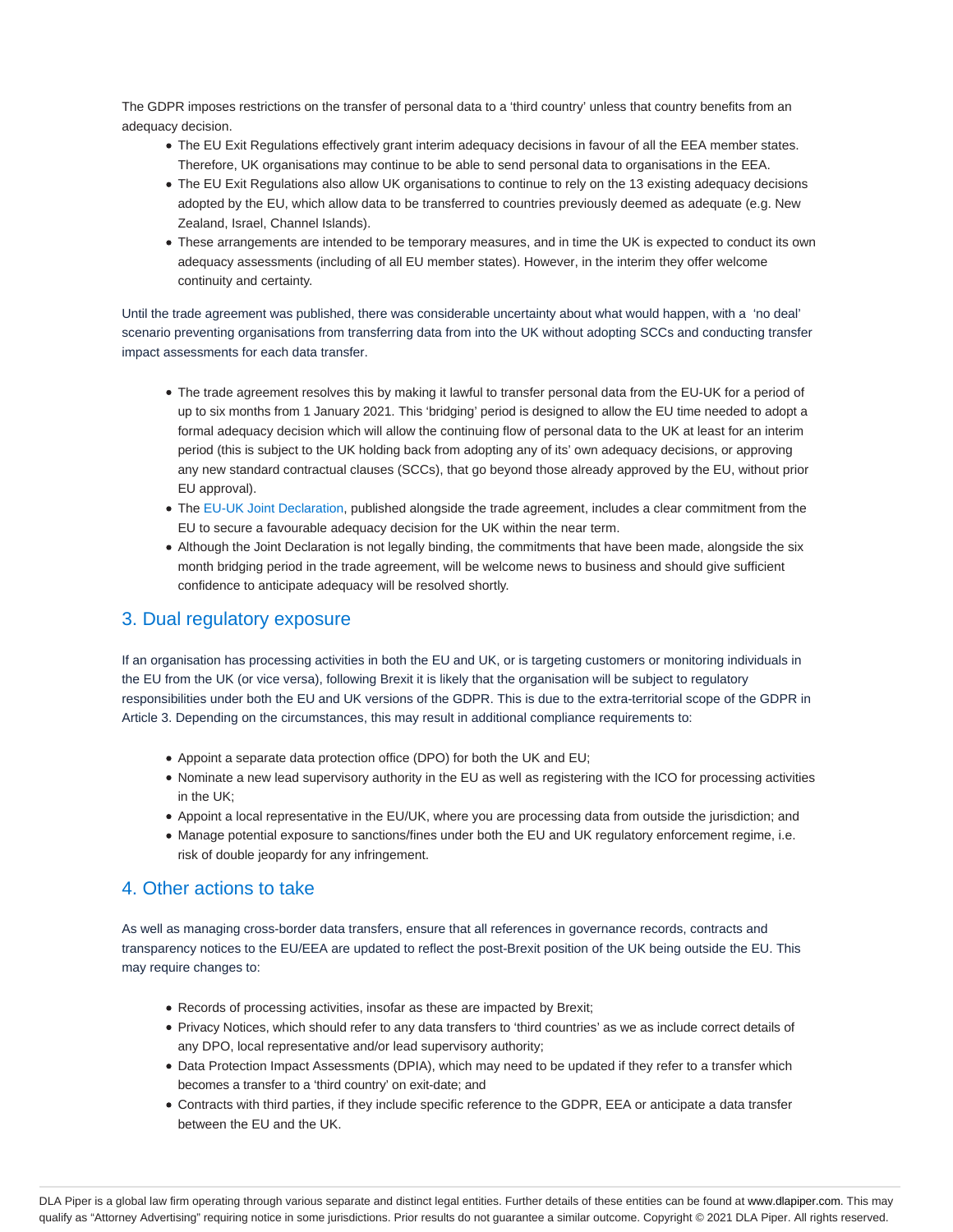The GDPR imposes restrictions on the transfer of personal data to a 'third country' unless that country benefits from an adequacy decision.

- The EU Exit Regulations effectively grant interim adequacy decisions in favour of all the EEA member states. Therefore, UK organisations may continue to be able to send personal data to organisations in the EEA.
- The EU Exit Regulations also allow UK organisations to continue to rely on the 13 existing adequacy decisions adopted by the EU, which allow data to be transferred to countries previously deemed as adequate (e.g. New Zealand, Israel, Channel Islands).
- These arrangements are intended to be temporary measures, and in time the UK is expected to conduct its own adequacy assessments (including of all EU member states). However, in the interim they offer welcome continuity and certainty.

Until the trade agreement was published, there was considerable uncertainty about what would happen, with a 'no deal' scenario preventing organisations from transferring data from into the UK without adopting SCCs and conducting transfer impact assessments for each data transfer.

- The trade agreement resolves this by making it lawful to transfer personal data from the EU-UK for a period of up to six months from 1 January 2021. This 'bridging' period is designed to allow the EU time needed to adopt a formal adequacy decision which will allow the continuing flow of personal data to the UK at least for an interim period (this is subject to the UK holding back from adopting any of its' own adequacy decisions, or approving any new standard contractual clauses (SCCs), that go beyond those already approved by the EU, without prior EU approval).
- The EU-UK Joint Declaration, published alongside the trade agreement, includes a clear commitment from the EU to secure a favourable adequacy decision for the UK within the near term.
- Although the Joint Declaration is not legally binding, the commitments that have been made, alongside the six month bridging period in the trade agreement, will be welcome news to business and should give sufficient confidence to anticipate adequacy will be resolved shortly.

## 3. Dual regulatory exposure

If an organisation has processing activities in both the EU and UK, or is targeting customers or monitoring individuals in the EU from the UK (or vice versa), following Brexit it is likely that the organisation will be subject to regulatory responsibilities under both the EU and UK versions of the GDPR. This is due to the extra-territorial scope of the GDPR in Article 3. Depending on the circumstances, this may result in additional compliance requirements to:

- Appoint a separate data protection office (DPO) for both the UK and EU;
- Nominate a new lead supervisory authority in the EU as well as registering with the ICO for processing activities in the UK;
- Appoint a local representative in the EU/UK, where you are processing data from outside the jurisdiction; and
- Manage potential exposure to sanctions/fines under both the EU and UK regulatory enforcement regime, i.e. risk of double jeopardy for any infringement.

## 4. Other actions to take

As well as managing cross-border data transfers, ensure that all references in governance records, contracts and transparency notices to the EU/EEA are updated to reflect the post-Brexit position of the UK being outside the EU. This may require changes to:

- Records of processing activities, insofar as these are impacted by Brexit;
- Privacy Notices, which should refer to any data transfers to 'third countries' as we as include correct details of any DPO, local representative and/or lead supervisory authority;
- Data Protection Impact Assessments (DPIA), which may need to be updated if they refer to a transfer which becomes a transfer to a 'third country' on exit-date; and
- Contracts with third parties, if they include specific reference to the GDPR, EEA or anticipate a data transfer between the EU and the UK.

DLA Piper is a global law firm operating through various separate and distinct legal entities. Further details of these entities can be found at www.dlapiper.com. This may qualify as "Attorney Advertising" requiring notice in some jurisdictions. Prior results do not guarantee a similar outcome. Copyright © 2021 DLA Piper. All rights reserved.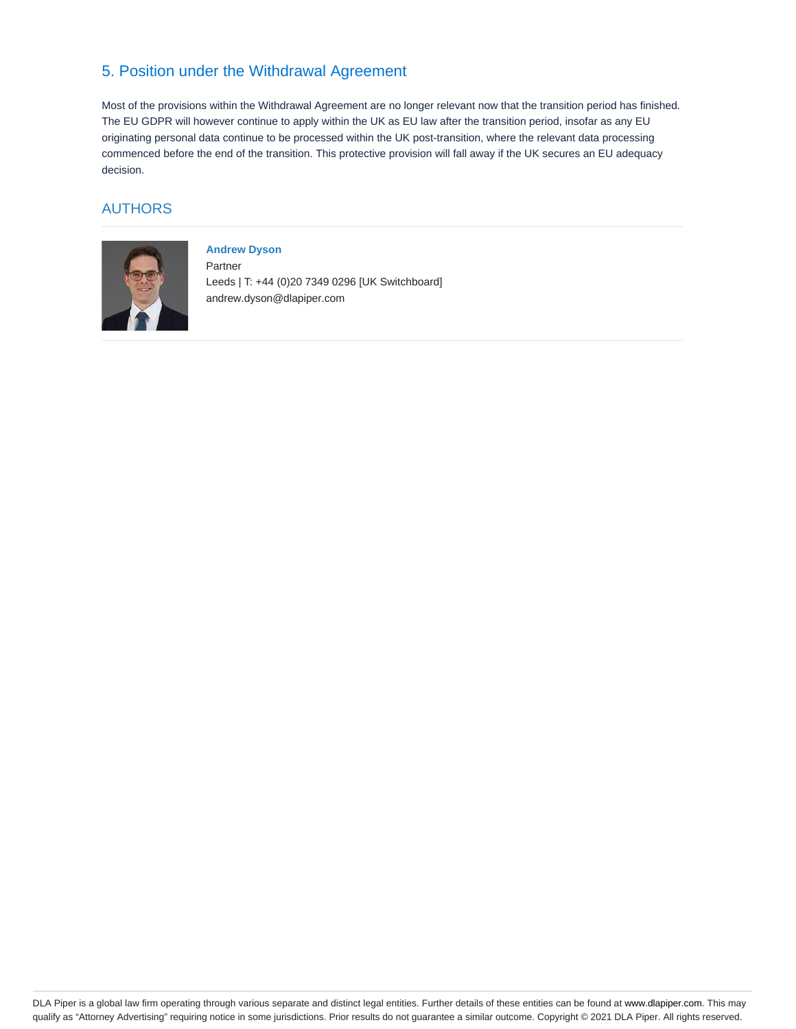## 5. Position under the Withdrawal Agreement

Most of the provisions within the Withdrawal Agreement are no longer relevant now that the transition period has finished. The EU GDPR will however continue to apply within the UK as EU law after the transition period, insofar as any EU originating personal data continue to be processed within the UK post-transition, where the relevant data processing commenced before the end of the transition. This protective provision will fall away if the UK secures an EU adequacy decision.

## AUTHORS

**Andrew Dyson**
Partner
Leeds | T: +44 (0)20 7349 0296 [UK Switchboard]
andrew.dyson@dlapiper.com

DLA Piper is a global law firm operating through various separate and distinct legal entities. Further details of these entities can be found at www.dlapiper.com. This may qualify as "Attorney Advertising" requiring notice in some jurisdictions. Prior results do not guarantee a similar outcome. Copyright © 2021 DLA Piper. All rights reserved.